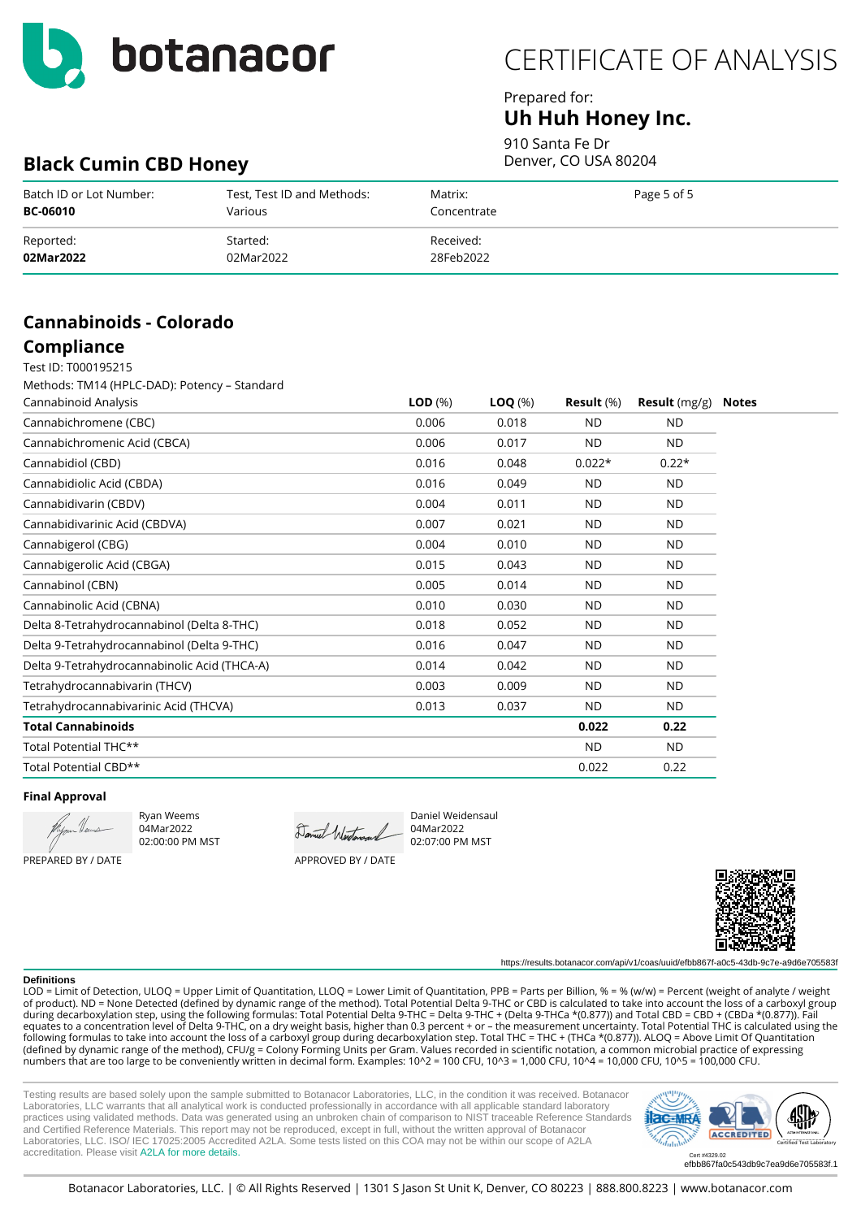botanacor

# CERTIFICATE OF ANALYSIS

Prepared for:
**Uh Huh Honey Inc.**
910 Santa Fe Dr
Denver, CO USA 80204

## Black Cumin CBD Honey

| Batch ID or Lot Number: | Test, Test ID and Methods: | Matrix: |
|---|---|---|
| **BC-06010** | Various | Concentrate |
| Reported: | Started: | Received: |
| **02Mar2022** | 02Mar2022 | 28Feb2022 |

## Cannabinoids - Colorado Compliance

Test ID: T000195215

Methods: TM14 (HPLC-DAD): Potency – Standard

| Cannabinoid Analysis | **LOD** (%) | **LOQ** (%) | **Result** (%) | **Result** (mg/g) | **Notes** |
|---|---|---|---|---|---|
| Cannabichromene (CBC) | 0.006 | 0.018 | ND | ND | |
| Cannabichromenic Acid (CBCA) | 0.006 | 0.017 | ND | ND | |
| Cannabidiol (CBD) | 0.016 | 0.048 | 0.022* | 0.22* | |
| Cannabidiolic Acid (CBDA) | 0.016 | 0.049 | ND | ND | |
| Cannabidivarin (CBDV) | 0.004 | 0.011 | ND | ND | |
| Cannabidivarinic Acid (CBDVA) | 0.007 | 0.021 | ND | ND | |
| Cannabigerol (CBG) | 0.004 | 0.010 | ND | ND | |
| Cannabigerolic Acid (CBGA) | 0.015 | 0.043 | ND | ND | |
| Cannabinol (CBN) | 0.005 | 0.014 | ND | ND | |
| Cannabinolic Acid (CBNA) | 0.010 | 0.030 | ND | ND | |
| Delta 8-Tetrahydrocannabinol (Delta 8-THC) | 0.018 | 0.052 | ND | ND | |
| Delta 9-Tetrahydrocannabinol (Delta 9-THC) | 0.016 | 0.047 | ND | ND | |
| Delta 9-Tetrahydrocannabinolic Acid (THCA-A) | 0.014 | 0.042 | ND | ND | |
| Tetrahydrocannabivarin (THCV) | 0.003 | 0.009 | ND | ND | |
| Tetrahydrocannabivarinic Acid (THCVA) | 0.013 | 0.037 | ND | ND | |
| **Total Cannabinoids** | | | **0.022** | **0.22** | |
| Total Potential THC** | | | ND | ND | |
| Total Potential CBD** | | | 0.022 | 0.22 | |

**Final Approval**

Ryan Weems
04Mar2022
02:00:00 PM MST

PREPARED BY / DATE

Daniel Weidensaul
04Mar2022
02:07:00 PM MST

APPROVED BY / DATE

https://results.botanacor.com/api/v1/coas/uuid/efbb867f-a0c5-43db-9c7e-a9d6e705583f

**Definitions**

LOD = Limit of Detection, ULOQ = Upper Limit of Quantitation, LLOQ = Lower Limit of Quantitation, PPB = Parts per Billion, % = % (w/w) = Percent (weight of analyte / weight of product). ND = None Detected (defined by dynamic range of the method). Total Potential Delta 9-THC or CBD is calculated to take into account the loss of a carboxyl group during decarboxylation step, using the following formulas: Total Potential Delta 9-THC = Delta 9-THC + (Delta 9-THCa *(0.877)) and Total CBD = CBD + (CBDa *(0.877)). Fail equates to a concentration level of Delta 9-THC, on a dry weight basis, higher than 0.3 percent + or – the measurement uncertainty. Total Potential THC is calculated using the following formulas to take into account the loss of a carboxyl group during decarboxylation step. Total THC = THC + (THCa *(0.877)). ALOQ = Above Limit Of Quantitation (defined by dynamic range of the method), CFU/g = Colony Forming Units per Gram. Values recorded in scientific notation, a common microbial practice of expressing numbers that are too large to be conveniently written in decimal form. Examples: 10^2 = 100 CFU, 10^3 = 1,000 CFU, 10^4 = 10,000 CFU, 10^5 = 100,000 CFU.

Testing results are based solely upon the sample submitted to Botanacor Laboratories, LLC, in the condition it was received. Botanacor Laboratories, LLC warrants that all analytical work is conducted professionally in accordance with all applicable standard laboratory practices using validated methods. Data was generated using an unbroken chain of comparison to NIST traceable Reference Standards and Certified Reference Materials. This report may not be reproduced, except in full, without the written approval of Botanacor Laboratories, LLC. ISO/ IEC 17025:2005 Accredited A2LA. Some tests listed on this COA may not be within our scope of A2LA accreditation. Please visit A2LA for more details.

Cert #4329.02
efbb867fa0c543db9c7ea9d6e705583f.1

Botanacor Laboratories, LLC. | © All Rights Reserved | 1301 S Jason St Unit K, Denver, CO 80223 | 888.800.8223 | www.botanacor.com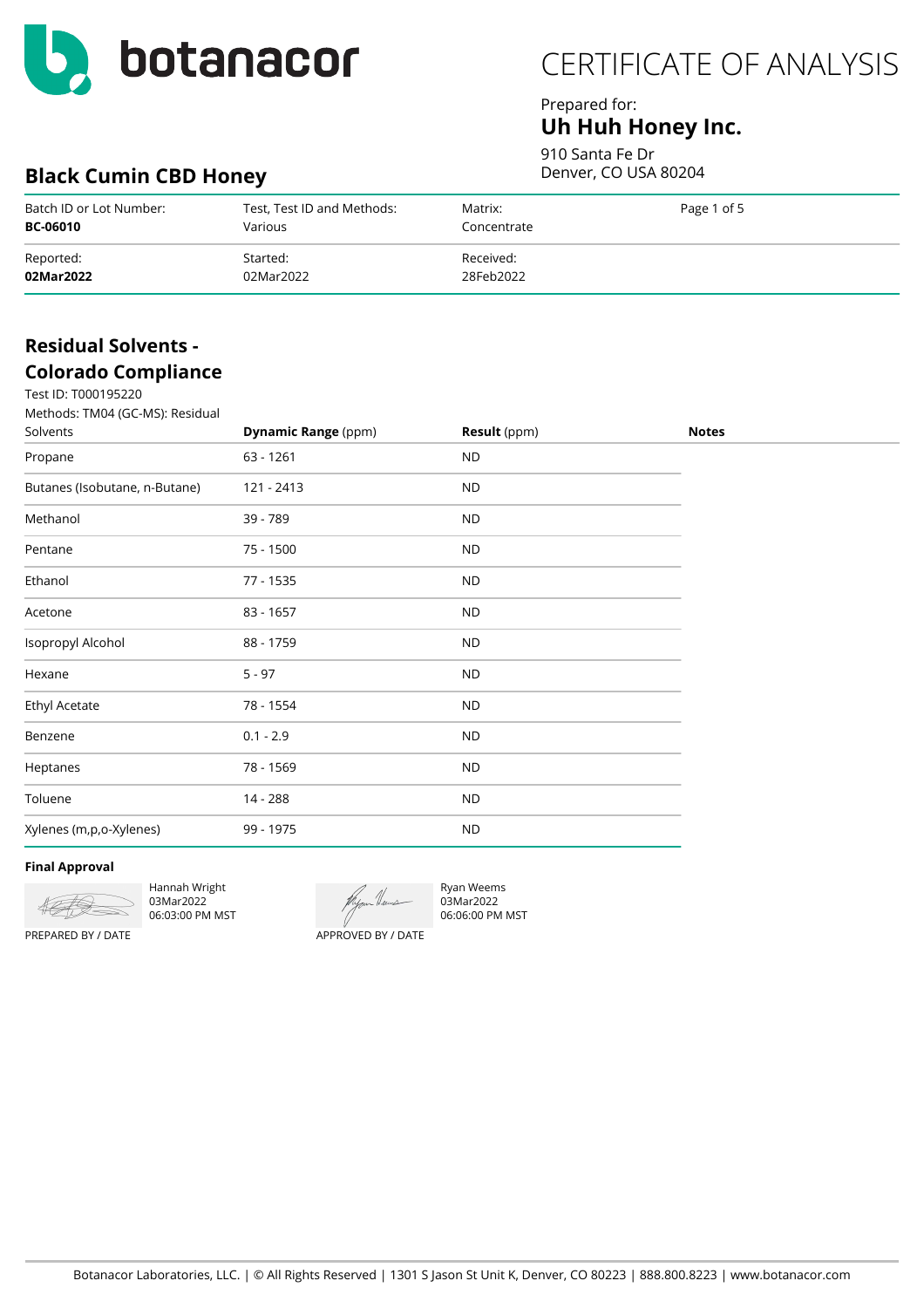botanacor

# CERTIFICATE OF ANALYSIS

Prepared for:
**Uh Huh Honey Inc.**

910 Santa Fe Dr
Denver, CO USA 80204

## Black Cumin CBD Honey

| Batch ID or Lot Number: | Test, Test ID and Methods: | Matrix: | Page 1 of 5 |
|---|---|---|---|
| **BC-06010** | Various | Concentrate | |
| Reported: | Started: | Received: | |
| **02Mar2022** | 02Mar2022 | 28Feb2022 | |

## Residual Solvents - Colorado Compliance

Test ID: T000195220
Methods: TM04 (GC-MS): Residual Solvents

| Solvents | **Dynamic Range** (ppm) | **Result** (ppm) | **Notes** |
|---|---|---|---|
| Propane | 63 - 1261 | ND | |
| Butanes (Isobutane, n-Butane) | 121 - 2413 | ND | |
| Methanol | 39 - 789 | ND | |
| Pentane | 75 - 1500 | ND | |
| Ethanol | 77 - 1535 | ND | |
| Acetone | 83 - 1657 | ND | |
| Isopropyl Alcohol | 88 - 1759 | ND | |
| Hexane | 5 - 97 | ND | |
| Ethyl Acetate | 78 - 1554 | ND | |
| Benzene | 0.1 - 2.9 | ND | |
| Heptanes | 78 - 1569 | ND | |
| Toluene | 14 - 288 | ND | |
| Xylenes (m,p,o-Xylenes) | 99 - 1975 | ND | |

**Final Approval**

Hannah Wright
03Mar2022
06:03:00 PM MST
PREPARED BY / DATE

Ryan Weems
03Mar2022
06:06:00 PM MST
APPROVED BY / DATE

Botanacor Laboratories, LLC. | © All Rights Reserved | 1301 S Jason St Unit K, Denver, CO 80223 | 888.800.8223 | www.botanacor.com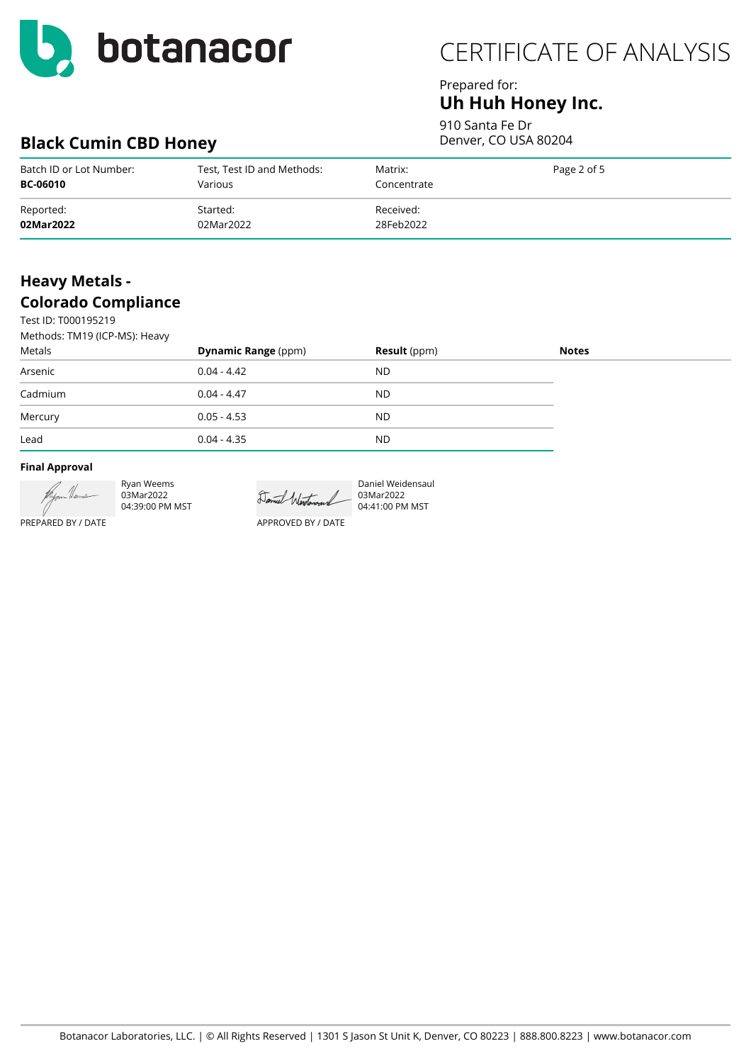botanacor

# CERTIFICATE OF ANALYSIS

Prepared for:
**Uh Huh Honey Inc.**
910 Santa Fe Dr
Denver, CO USA 80204

## Black Cumin CBD Honey

| Batch ID or Lot Number: | Test, Test ID and Methods: | Matrix: | Page 2 of 5 |
|---|---|---|---|
| **BC-06010** | Various | Concentrate | |
| Reported: | Started: | Received: | |
| **02Mar2022** | 02Mar2022 | 28Feb2022 | |

## Heavy Metals - Colorado Compliance

Test ID: T000195219
Methods: TM19 (ICP-MS): Heavy Metals

| | **Dynamic Range** (ppm) | **Result** (ppm) | **Notes** |
|---|---|---|---|
| Arsenic | 0.04 - 4.42 | ND | |
| Cadmium | 0.04 - 4.47 | ND | |
| Mercury | 0.05 - 4.53 | ND | |
| Lead | 0.04 - 4.35 | ND | |

**Final Approval**

Ryan Weems
03Mar2022
04:39:00 PM MST
PREPARED BY / DATE

Daniel Weidensaul
03Mar2022
04:41:00 PM MST
APPROVED BY / DATE

Botanacor Laboratories, LLC. | © All Rights Reserved | 1301 S Jason St Unit K, Denver, CO 80223 | 888.800.8223 | www.botanacor.com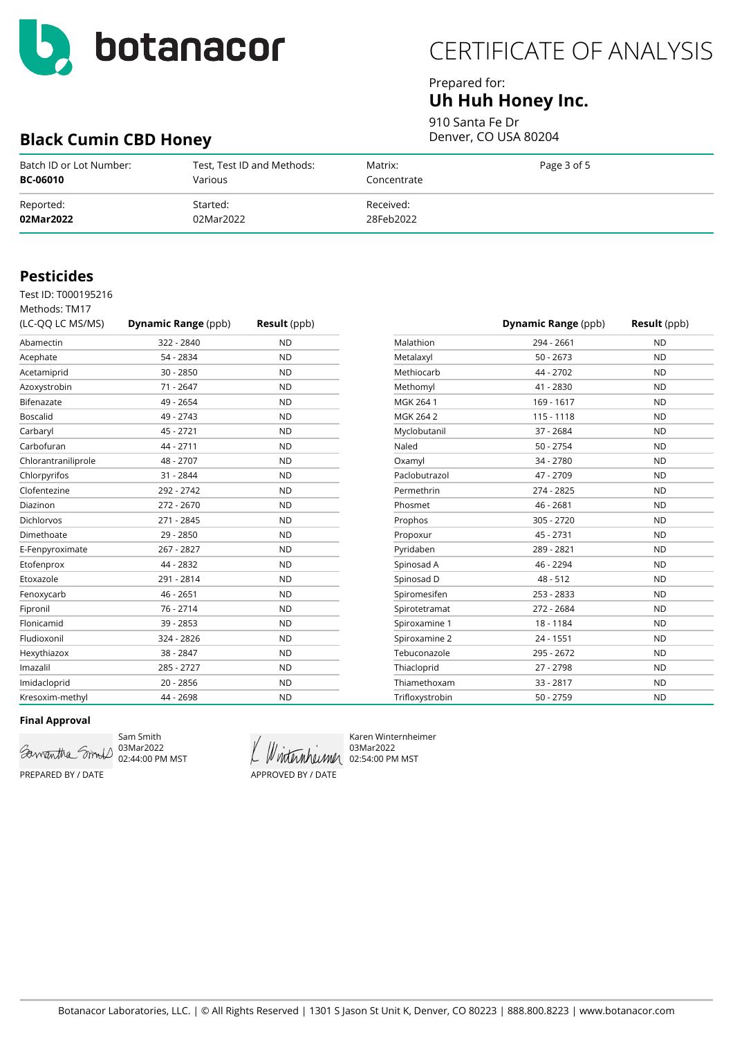# CERTIFICATE OF ANALYSIS

Prepared for:
**Uh Huh Honey Inc.**
910 Santa Fe Dr
Denver, CO USA 80204

## Black Cumin CBD Honey

| Batch ID or Lot Number: | Test, Test ID and Methods: | Matrix: | Page 3 of 5 |
|---|---|---|---|
| **BC-06010** | Various | Concentrate | |
| Reported: | Started: | Received: | |
| **02Mar2022** | 02Mar2022 | 28Feb2022 | |

## Pesticides

Test ID: T000195216
Methods: TM17
(LC-QQ LC MS/MS)

| | **Dynamic Range** (ppb) | **Result** (ppb) |
|---|---|---|
| Abamectin | 322 - 2840 | ND |
| Acephate | 54 - 2834 | ND |
| Acetamiprid | 30 - 2850 | ND |
| Azoxystrobin | 71 - 2647 | ND |
| Bifenazate | 49 - 2654 | ND |
| Boscalid | 49 - 2743 | ND |
| Carbaryl | 45 - 2721 | ND |
| Carbofuran | 44 - 2711 | ND |
| Chlorantraniliprole | 48 - 2707 | ND |
| Chlorpyrifos | 31 - 2844 | ND |
| Clofentezine | 292 - 2742 | ND |
| Diazinon | 272 - 2670 | ND |
| Dichlorvos | 271 - 2845 | ND |
| Dimethoate | 29 - 2850 | ND |
| E-Fenpyroximate | 267 - 2827 | ND |
| Etofenprox | 44 - 2832 | ND |
| Etoxazole | 291 - 2814 | ND |
| Fenoxycarb | 46 - 2651 | ND |
| Fipronil | 76 - 2714 | ND |
| Flonicamid | 39 - 2853 | ND |
| Fludioxonil | 324 - 2826 | ND |
| Hexythiazox | 38 - 2847 | ND |
| Imazalil | 285 - 2727 | ND |
| Imidacloprid | 20 - 2856 | ND |
| Kresoxim-methyl | 44 - 2698 | ND |
| Malathion | 294 - 2661 | ND |
| Metalaxyl | 50 - 2673 | ND |
| Methiocarb | 44 - 2702 | ND |
| Methomyl | 41 - 2830 | ND |
| MGK 264 1 | 169 - 1617 | ND |
| MGK 264 2 | 115 - 1118 | ND |
| Myclobutanil | 37 - 2684 | ND |
| Naled | 50 - 2754 | ND |
| Oxamyl | 34 - 2780 | ND |
| Paclobutrazol | 47 - 2709 | ND |
| Permethrin | 274 - 2825 | ND |
| Phosmet | 46 - 2681 | ND |
| Prophos | 305 - 2720 | ND |
| Propoxur | 45 - 2731 | ND |
| Pyridaben | 289 - 2821 | ND |
| Spinosad A | 46 - 2294 | ND |
| Spinosad D | 48 - 512 | ND |
| Spiromesifen | 253 - 2833 | ND |
| Spirotetramat | 272 - 2684 | ND |
| Spiroxamine 1 | 18 - 1184 | ND |
| Spiroxamine 2 | 24 - 1551 | ND |
| Tebuconazole | 295 - 2672 | ND |
| Thiacloprid | 27 - 2798 | ND |
| Thiamethoxam | 33 - 2817 | ND |
| Trifloxystrobin | 50 - 2759 | ND |

**Final Approval**

Sam Smith
03Mar2022
02:44:00 PM MST
PREPARED BY / DATE

Karen Winternheimer
03Mar2022
02:54:00 PM MST
APPROVED BY / DATE

Botanacor Laboratories, LLC. | © All Rights Reserved | 1301 S Jason St Unit K, Denver, CO 80223 | 888.800.8223 | www.botanacor.com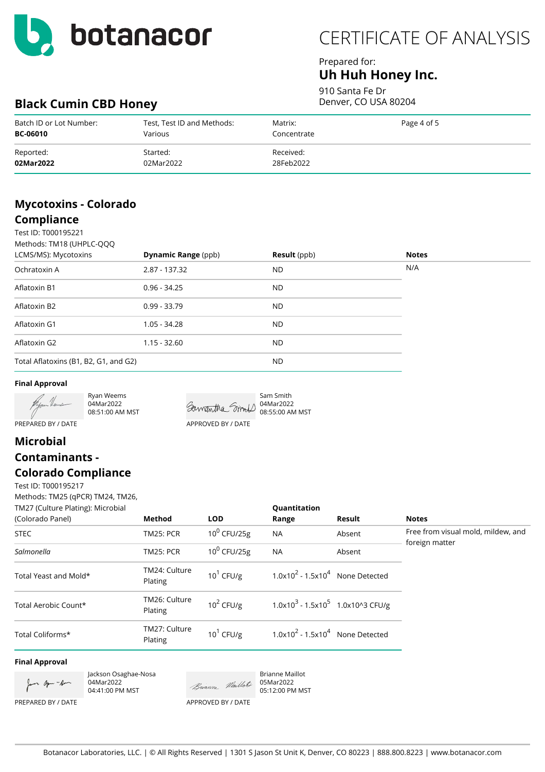botanacor

# CERTIFICATE OF ANALYSIS

Prepared for:
**Uh Huh Honey Inc.**
910 Santa Fe Dr
Denver, CO USA 80204

## Black Cumin CBD Honey

| Batch ID or Lot Number: | Test, Test ID and Methods: | Matrix: | |
|---|---|---|---|
| **BC-06010** | Various | Concentrate | |
| Reported: | Started: | Received: | |
| **02Mar2022** | 02Mar2022 | 28Feb2022 | |

## Mycotoxins - Colorado Compliance

Test ID: T000195221
Methods: TM18 (UHPLC-QQQ LCMS/MS): Mycotoxins

| | **Dynamic Range** (ppb) | **Result** (ppb) | **Notes** |
|---|---|---|---|
| Ochratoxin A | 2.87 - 137.32 | ND | N/A |
| Aflatoxin B1 | 0.96 - 34.25 | ND | |
| Aflatoxin B2 | 0.99 - 33.79 | ND | |
| Aflatoxin G1 | 1.05 - 34.28 | ND | |
| Aflatoxin G2 | 1.15 - 32.60 | ND | |
| Total Aflatoxins (B1, B2, G1, and G2) | | ND | |

**Final Approval**

Ryan Weems
04Mar2022
08:51:00 AM MST
PREPARED BY / DATE

Sam Smith
04Mar2022
08:55:00 AM MST
APPROVED BY / DATE

## Microbial Contaminants - Colorado Compliance

Test ID: T000195217
Methods: TM25 (qPCR) TM24, TM26, TM27 (Culture Plating): Microbial (Colorado Panel)

| | Method | LOD | Quantitation Range | Result | Notes |
|---|---|---|---|---|---|
| STEC | TM25: PCR | $10^0$ CFU/25g | NA | Absent | Free from visual mold, mildew, and foreign matter |
| *Salmonella* | TM25: PCR | $10^0$ CFU/25g | NA | Absent | |
| Total Yeast and Mold* | TM24: Culture Plating | $10^1$ CFU/g | $1.0x10^2$ - $1.5x10^4$ | None Detected | |
| Total Aerobic Count* | TM26: Culture Plating | $10^2$ CFU/g | $1.0x10^3$ - $1.5x10^5$ | 1.0x10^3 CFU/g | |
| Total Coliforms* | TM27: Culture Plating | $10^1$ CFU/g | $1.0x10^2$ - $1.5x10^4$ | None Detected | |

**Final Approval**

Jackson Osaghae-Nosa
04Mar2022
04:41:00 PM MST
PREPARED BY / DATE

Brianne Maillot
05Mar2022
05:12:00 PM MST
APPROVED BY / DATE

Botanacor Laboratories, LLC. | © All Rights Reserved | 1301 S Jason St Unit K, Denver, CO 80223 | 888.800.8223 | www.botanacor.com